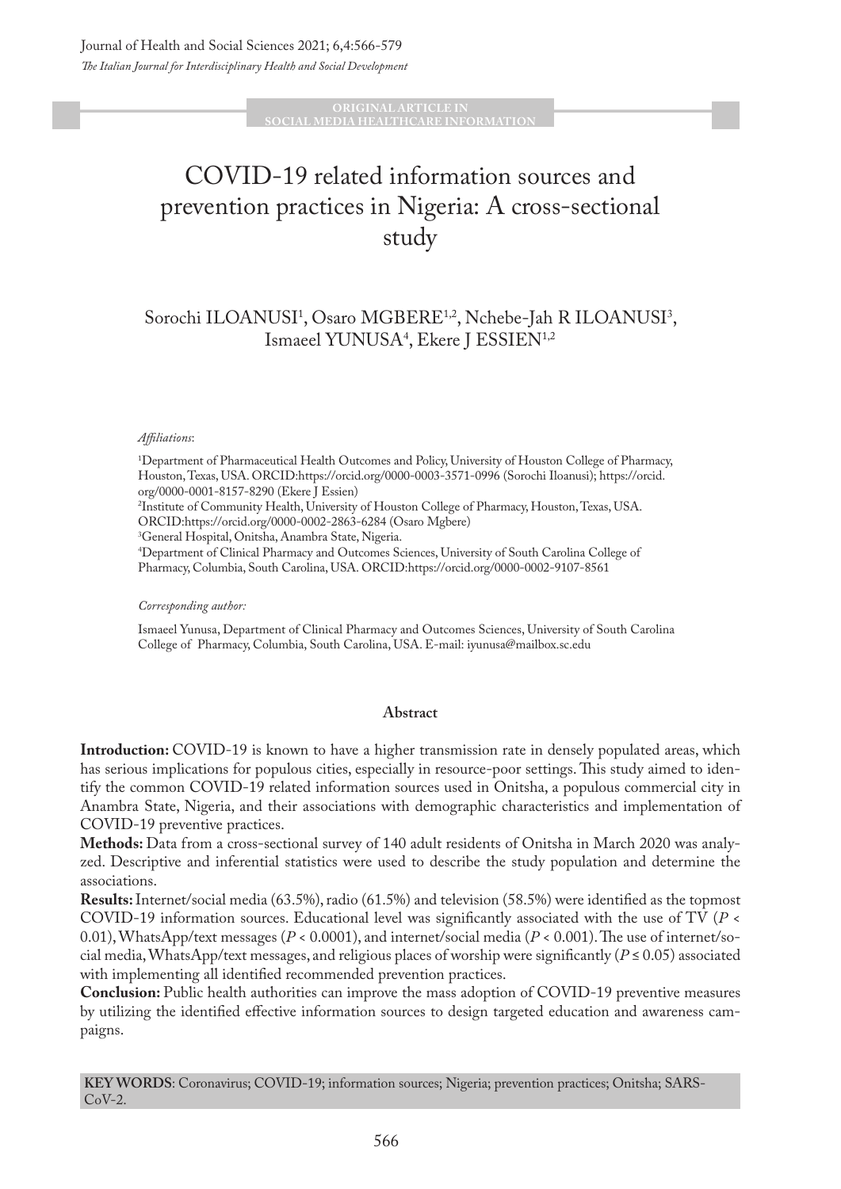ORIGINAL ARTICLE IN SOCIAL MEDIA HEALTHCARE INFORMATION

# COVID-19 related information sources and prevention practices in Nigeria: A cross-sectional study

Sorochi ILOANUSI[1], Osaro MGBERE[1,2], Nchebe-Jah R ILOANUSI[3], Ismaeel YUNUSA[4], Ekere J ESSIEN[1,2]

*Affiliations*:

[1]Department of Pharmaceutical Health Outcomes and Policy, University of Houston College of Pharmacy, Houston, Texas, USA. ORCID:https://orcid.org/0000-0003-3571-0996 (Sorochi Iloanusi); https://orcid.org/0000-0001-8157-8290 (Ekere J Essien)

[2]Institute of Community Health, University of Houston College of Pharmacy, Houston, Texas, USA. ORCID:https://orcid.org/0000-0002-2863-6284 (Osaro Mgbere)

[3]General Hospital, Onitsha, Anambra State, Nigeria.

[4]Department of Clinical Pharmacy and Outcomes Sciences, University of South Carolina College of Pharmacy, Columbia, South Carolina, USA. ORCID:https://orcid.org/0000-0002-9107-8561

*Corresponding author:*

Ismaeel Yunusa, Department of Clinical Pharmacy and Outcomes Sciences, University of South Carolina College of Pharmacy, Columbia, South Carolina, USA. E-mail: iyunusa@mailbox.sc.edu

## Abstract

**Introduction:** COVID-19 is known to have a higher transmission rate in densely populated areas, which has serious implications for populous cities, especially in resource-poor settings. This study aimed to identify the common COVID-19 related information sources used in Onitsha, a populous commercial city in Anambra State, Nigeria, and their associations with demographic characteristics and implementation of COVID-19 preventive practices.

**Methods:** Data from a cross-sectional survey of 140 adult residents of Onitsha in March 2020 was analyzed. Descriptive and inferential statistics were used to describe the study population and determine the associations.

**Results:** Internet/social media (63.5%), radio (61.5%) and television (58.5%) were identified as the topmost COVID-19 information sources. Educational level was significantly associated with the use of TV ($P < 0.01$), WhatsApp/text messages ($P < 0.0001$), and internet/social media ($P < 0.001$). The use of internet/social media, WhatsApp/text messages, and religious places of worship were significantly ($P \leq 0.05$) associated with implementing all identified recommended prevention practices.

**Conclusion:** Public health authorities can improve the mass adoption of COVID-19 preventive measures by utilizing the identified effective information sources to design targeted education and awareness campaigns.

**KEY WORDS**: Coronavirus; COVID-19; information sources; Nigeria; prevention practices; Onitsha; SARS-CoV-2.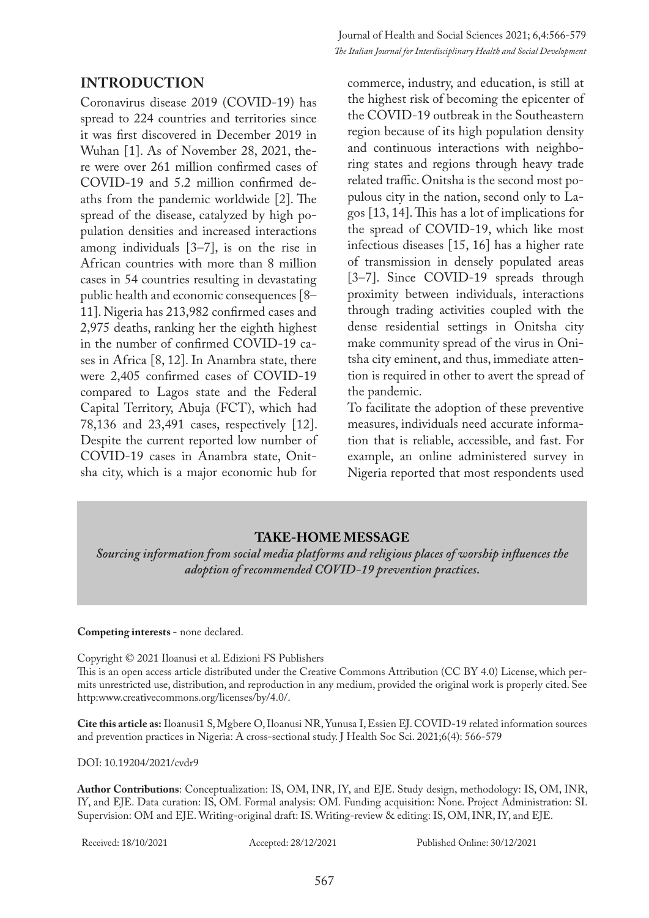## INTRODUCTION

Coronavirus disease 2019 (COVID-19) has spread to 224 countries and territories since it was first discovered in December 2019 in Wuhan [1]. As of November 28, 2021, there were over 261 million confirmed cases of COVID-19 and 5.2 million confirmed deaths from the pandemic worldwide [2]. The spread of the disease, catalyzed by high population densities and increased interactions among individuals [3–7], is on the rise in African countries with more than 8 million cases in 54 countries resulting in devastating public health and economic consequences [8–11]. Nigeria has 213,982 confirmed cases and 2,975 deaths, ranking her the eighth highest in the number of confirmed COVID-19 cases in Africa [8, 12]. In Anambra state, there were 2,405 confirmed cases of COVID-19 compared to Lagos state and the Federal Capital Territory, Abuja (FCT), which had 78,136 and 23,491 cases, respectively [12]. Despite the current reported low number of COVID-19 cases in Anambra state, Onitsha city, which is a major economic hub for commerce, industry, and education, is still at the highest risk of becoming the epicenter of the COVID-19 outbreak in the Southeastern region because of its high population density and continuous interactions with neighboring states and regions through heavy trade related traffic. Onitsha is the second most populous city in the nation, second only to Lagos [13, 14]. This has a lot of implications for the spread of COVID-19, which like most infectious diseases [15, 16] has a higher rate of transmission in densely populated areas [3–7]. Since COVID-19 spreads through proximity between individuals, interactions through trading activities coupled with the dense residential settings in Onitsha city make community spread of the virus in Onitsha city eminent, and thus, immediate attention is required in other to avert the spread of the pandemic.

To facilitate the adoption of these preventive measures, individuals need accurate information that is reliable, accessible, and fast. For example, an online administered survey in Nigeria reported that most respondents used

**TAKE-HOME MESSAGE**

***Sourcing information from social media platforms and religious places of worship influences the adoption of recommended COVID-19 prevention practices.***

**Competing interests** - none declared.

Copyright © 2021 Iloanusi et al. Edizioni FS Publishers

This is an open access article distributed under the Creative Commons Attribution (CC BY 4.0) License, which permits unrestricted use, distribution, and reproduction in any medium, provided the original work is properly cited. See http:www.creativecommons.org/licenses/by/4.0/.

**Cite this article as:** Iloanusi1 S, Mgbere O, Iloanusi NR, Yunusa I, Essien EJ. COVID-19 related information sources and prevention practices in Nigeria: A cross-sectional study. J Health Soc Sci. 2021;6(4): 566-579

DOI: 10.19204/2021/cvdr9

**Author Contributions**: Conceptualization: IS, OM, INR, IY, and EJE. Study design, methodology: IS, OM, INR, IY, and EJE. Data curation: IS, OM. Formal analysis: OM. Funding acquisition: None. Project Administration: SI. Supervision: OM and EJE. Writing-original draft: IS. Writing-review & editing: IS, OM, INR, IY, and EJE.

Received: 18/10/2021 Accepted: 28/12/2021 Published Online: 30/12/2021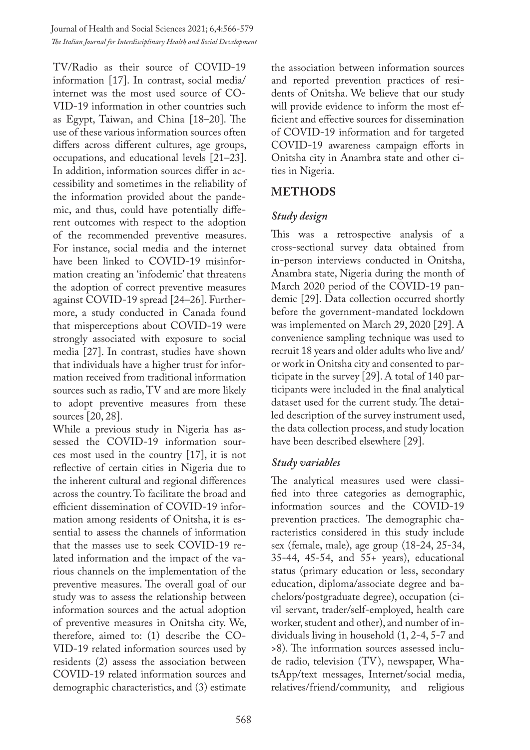TV/Radio as their source of COVID-19 information [17]. In contrast, social media/internet was the most used source of COVID-19 information in other countries such as Egypt, Taiwan, and China [18–20]. The use of these various information sources often differs across different cultures, age groups, occupations, and educational levels [21–23]. In addition, information sources differ in accessibility and sometimes in the reliability of the information provided about the pandemic, and thus, could have potentially different outcomes with respect to the adoption of the recommended preventive measures. For instance, social media and the internet have been linked to COVID-19 misinformation creating an 'infodemic' that threatens the adoption of correct preventive measures against COVID-19 spread [24–26]. Furthermore, a study conducted in Canada found that misperceptions about COVID-19 were strongly associated with exposure to social media [27]. In contrast, studies have shown that individuals have a higher trust for information received from traditional information sources such as radio, TV and are more likely to adopt preventive measures from these sources [20, 28].

While a previous study in Nigeria has assessed the COVID-19 information sources most used in the country [17], it is not reflective of certain cities in Nigeria due to the inherent cultural and regional differences across the country. To facilitate the broad and efficient dissemination of COVID-19 information among residents of Onitsha, it is essential to assess the channels of information that the masses use to seek COVID-19 related information and the impact of the various channels on the implementation of the preventive measures. The overall goal of our study was to assess the relationship between information sources and the actual adoption of preventive measures in Onitsha city. We, therefore, aimed to: (1) describe the COVID-19 related information sources used by residents (2) assess the association between COVID-19 related information sources and demographic characteristics, and (3) estimate the association between information sources and reported prevention practices of residents of Onitsha. We believe that our study will provide evidence to inform the most efficient and effective sources for dissemination of COVID-19 information and for targeted COVID-19 awareness campaign efforts in Onitsha city in Anambra state and other cities in Nigeria.

## METHODS

### *Study design*

This was a retrospective analysis of a cross-sectional survey data obtained from in-person interviews conducted in Onitsha, Anambra state, Nigeria during the month of March 2020 period of the COVID-19 pandemic [29]. Data collection occurred shortly before the government-mandated lockdown was implemented on March 29, 2020 [29]. A convenience sampling technique was used to recruit 18 years and older adults who live and/or work in Onitsha city and consented to participate in the survey [29]. A total of 140 participants were included in the final analytical dataset used for the current study. The detailed description of the survey instrument used, the data collection process, and study location have been described elsewhere [29].

### *Study variables*

The analytical measures used were classified into three categories as demographic, information sources and the COVID-19 prevention practices. The demographic characteristics considered in this study include sex (female, male), age group (18-24, 25-34, 35-44, 45-54, and 55+ years), educational status (primary education or less, secondary education, diploma/associate degree and bachelors/postgraduate degree), occupation (civil servant, trader/self-employed, health care worker, student and other), and number of individuals living in household (1, 2-4, 5-7 and >8). The information sources assessed include radio, television (TV), newspaper, WhatsApp/text messages, Internet/social media, relatives/friend/community, and religious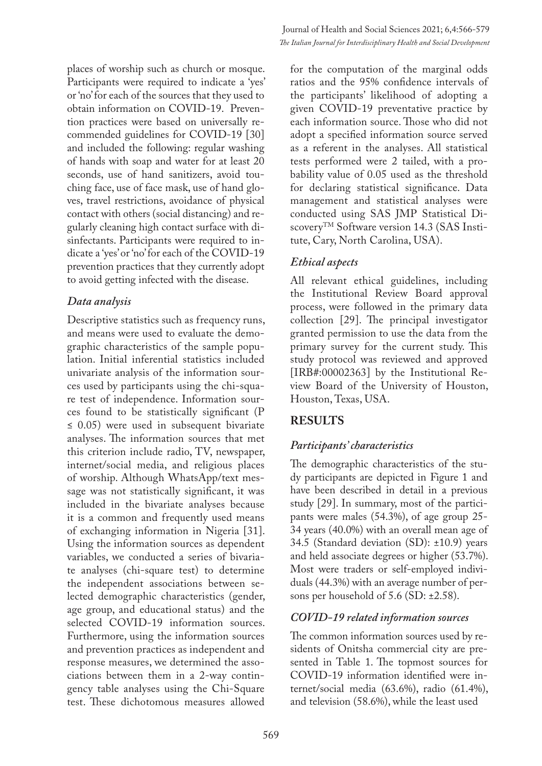places of worship such as church or mosque. Participants were required to indicate a 'yes' or 'no' for each of the sources that they used to obtain information on COVID-19. Prevention practices were based on universally recommended guidelines for COVID-19 [30] and included the following: regular washing of hands with soap and water for at least 20 seconds, use of hand sanitizers, avoid touching face, use of face mask, use of hand gloves, travel restrictions, avoidance of physical contact with others (social distancing) and regularly cleaning high contact surface with disinfectants. Participants were required to indicate a 'yes' or 'no' for each of the COVID-19 prevention practices that they currently adopt to avoid getting infected with the disease.

### *Data analysis*

Descriptive statistics such as frequency runs, and means were used to evaluate the demographic characteristics of the sample population. Initial inferential statistics included univariate analysis of the information sources used by participants using the chi-square test of independence. Information sources found to be statistically significant ($P \leq 0.05$) were used in subsequent bivariate analyses. The information sources that met this criterion include radio, TV, newspaper, internet/social media, and religious places of worship. Although WhatsApp/text message was not statistically significant, it was included in the bivariate analyses because it is a common and frequently used means of exchanging information in Nigeria [31]. Using the information sources as dependent variables, we conducted a series of bivariate analyses (chi-square test) to determine the independent associations between selected demographic characteristics (gender, age group, and educational status) and the selected COVID-19 information sources. Furthermore, using the information sources and prevention practices as independent and response measures, we determined the associations between them in a 2-way contingency table analyses using the Chi-Square test. These dichotomous measures allowed for the computation of the marginal odds ratios and the 95% confidence intervals of the participants' likelihood of adopting a given COVID-19 preventative practice by each information source. Those who did not adopt a specified information source served as a referent in the analyses. All statistical tests performed were 2 tailed, with a probability value of 0.05 used as the threshold for declaring statistical significance. Data management and statistical analyses were conducted using SAS JMP Statistical Discovery™ Software version 14.3 (SAS Institute, Cary, North Carolina, USA).

### *Ethical aspects*

All relevant ethical guidelines, including the Institutional Review Board approval process, were followed in the primary data collection [29]. The principal investigator granted permission to use the data from the primary survey for the current study. This study protocol was reviewed and approved [IRB#:00002363] by the Institutional Review Board of the University of Houston, Houston, Texas, USA.

## RESULTS

### *Participants' characteristics*

The demographic characteristics of the study participants are depicted in Figure 1 and have been described in detail in a previous study [29]. In summary, most of the participants were males (54.3%), of age group 25-34 years (40.0%) with an overall mean age of 34.5 (Standard deviation (SD): ±10.9) years and held associate degrees or higher (53.7%). Most were traders or self-employed individuals (44.3%) with an average number of persons per household of 5.6 (SD: ±2.58).

### *COVID-19 related information sources*

The common information sources used by residents of Onitsha commercial city are presented in Table 1. The topmost sources for COVID-19 information identified were internet/social media (63.6%), radio (61.4%), and television (58.6%), while the least used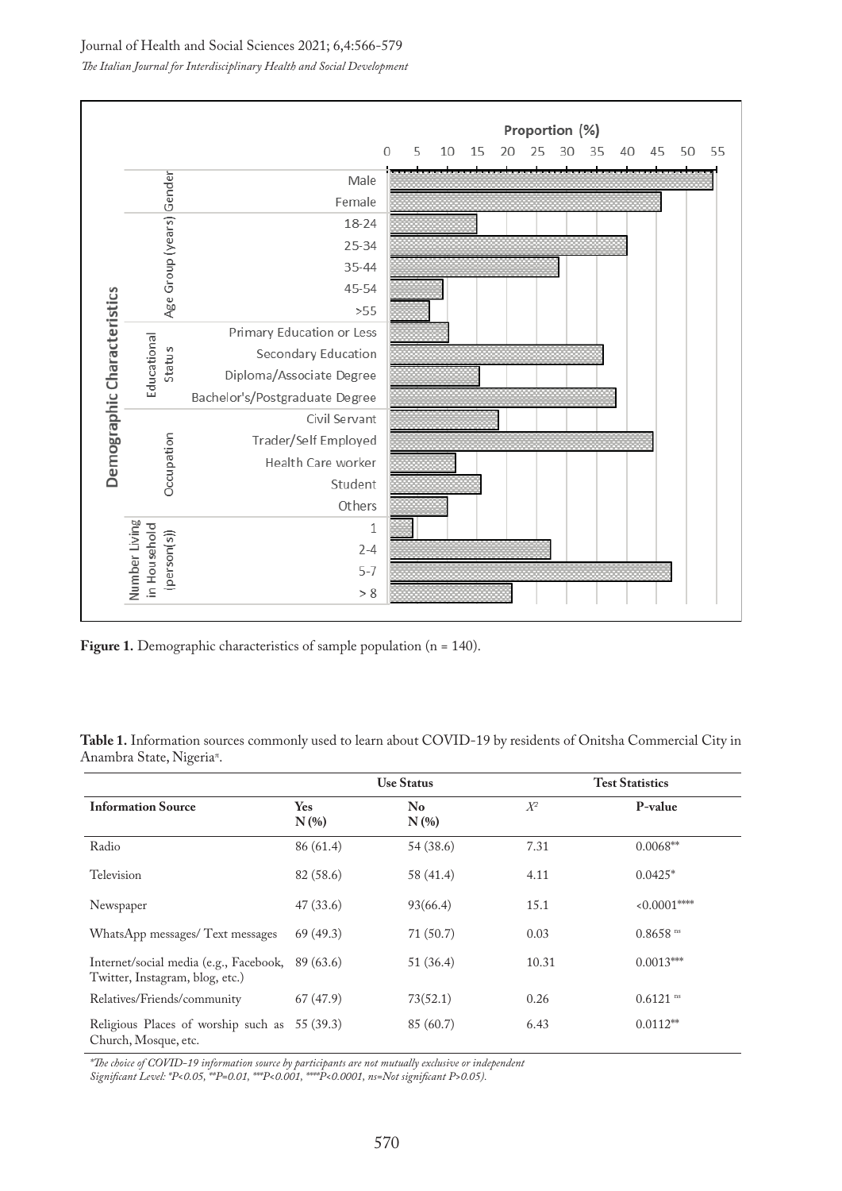**Figure 1.** Demographic characteristics of sample population (n = 140).

**Table 1.** Information sources commonly used to learn about COVID-19 by residents of Onitsha Commercial City in Anambra State, Nigeria[a].

| | Use Status | | Test Statistics | |
|---|---|---|---|---|
| **Information Source** | **Yes N (%)** | **No N (%)** | $X^2$ | **P-value** |
| Radio | 86 (61.4) | 54 (38.6) | 7.31 | 0.0068** |
| Television | 82 (58.6) | 58 (41.4) | 4.11 | 0.0425* |
| Newspaper | 47 (33.6) | 93(66.4) | 15.1 | <0.0001**** |
| WhatsApp messages/ Text messages | 69 (49.3) | 71 (50.7) | 0.03 | 0.8658 ns |
| Internet/social media (e.g., Facebook, Twitter, Instagram, blog, etc.) | 89 (63.6) | 51 (36.4) | 10.31 | 0.0013*** |
| Relatives/Friends/community | 67 (47.9) | 73(52.1) | 0.26 | 0.6121 ns |
| Religious Places of worship such as Church, Mosque, etc. | 55 (39.3) | 85 (60.7) | 6.43 | 0.0112** |

*[a]The choice of COVID-19 information source by participants are not mutually exclusive or independent*
*Significant Level: *P<0.05, **P=0.01, ***P<0.001, ****P<0.0001, ns=Not significant P>0.05).*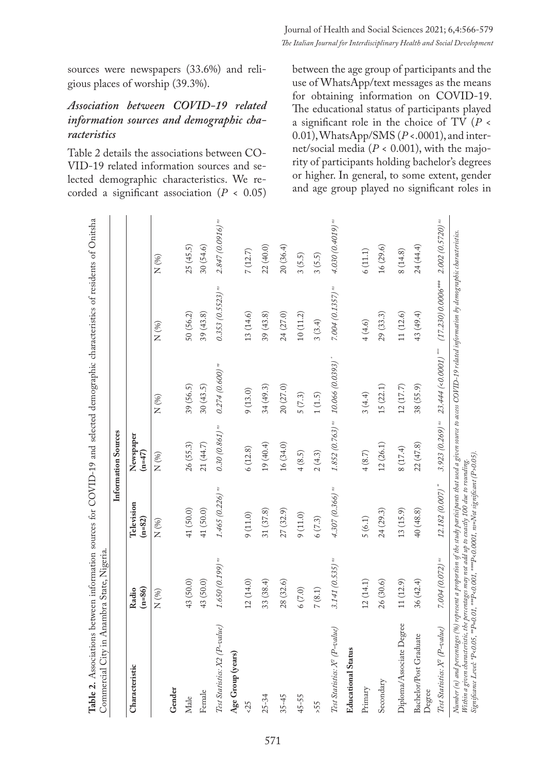sources were newspapers (33.6%) and religious places of worship (39.3%).

### *Association between COVID-19 related information sources and demographic characteristics*

Table 2 details the associations between COVID-19 related information sources and selected demographic characteristics. We recorded a significant association ($P$ < 0.05) between the age group of participants and the use of WhatsApp/text messages as the means for obtaining information on COVID-19. The educational status of participants played a significant role in the choice of TV ($P$ < 0.01), WhatsApp/SMS ($P$ <.0001), and internet/social media ($P$ < 0.001), with the majority of participants holding bachelor's degrees or higher. In general, to some extent, gender and age group played no significant roles in

**Table 2.** Associations between information sources for COVID-19 and selected demographic characteristics of residents of Onitsha Commercial City in Anambra State, Nigeria.

| Characteristic | Information Sources | | | | | |
|---|---|---|---|---|---|---|
| | Radio (n=86) | Television (n=82) | Newspaper (n=47) | | | |
| | N (%) | N (%) | N (%) | N (%) | N (%) | N (%) |
| **Gender** | | | | | | |
| Male | 43 (50.0) | 41 (50.0) | 26 (55.3) | 39 (56.5) | 50 (56.2) | 25 (45.5) |
| Female | 43 (50.0) | 41 (50.0) | 21 (44.7) | 30 (43.5) | 39 (43.8) | 30 (54.6) |
| *Test Statistics: X2 (P-value)* | *1.650 (0.199)* [ns] | *1.465 (0.226)* [ns] | *0.30 (0.861)* [ns] | *0.274 (0.600)* [ns] | *0.353 (0.5523)* [ns] | *2.847 (0.0916)* [ns] |
| **Age Group (years)** | | | | | | |
| <25 | 12 (14.0) | 9 (11.0) | 6 (12.8) | 9 (13.0) | 13 (14.6) | 7 (12.7) |
| 25-34 | 33 (38.4) | 31 (37.8) | 19 (40.4) | 34 (49.3) | 39 (43.8) | 22 (40.0) |
| 35-45 | 28 (32.6) | 27 (32.9) | 16 (34.0) | 20 (27.0) | 24 (27.0) | 20 (36.4) |
| 45-55 | 6 (7.0) | 9 (11.0) | 4 (8.5) | 5 (7.3) | 10 (11.2) | 3 (5.5) |
| >55 | 7 (8.1) | 6 (7.3) | 2 (4.3) | 1 (1.5) | 3 (3.4) | 3 (5.5) |
| *Test Statistics: $X^2$ (P-value)* | *3.141 (0.535)* [ns] | *4.307 (0.366)* [ns] | *1.852 (0.763)* [ns] | *10.066 (0.0393)* [*] | *7.004 (0.1357)* [ns] | *4.030 (0.4019)* [ns] |
| **Educational Status** | | | | | | |
| Primary | 12 (14.1) | 5 (6.1) | 4 (8.7) | 3 (4.4) | 4 (4.6) | 6 (11.1) |
| Secondary | 26 (30.6) | 24 (29.3) | 12 (26.1) | 15 (22.1) | 29 (33.3) | 16 (29.6) |
| Diploma/Associate Degree | 11 (12.9) | 13 (15.9) | 8 (17.4) | 12 (17.7) | 11 (12.6) | 8 (14.8) |
| Bachelor/Post Graduate Degree | 36 (42.4) | 40 (48.8) | 22 (47.8) | 38 (55.9) | 43 (49.4) | 24 (44.4) |
| *Test Statistics: $X^2$ (P-value)* | *7.004 (0.072)* [ns] | *12.182 (0.007)* [*] | *3.923 (0.269)* [ns] | *23.444 (<0.0001)* [***] | *(17.230) 0.0006*** | *2.002 (0.5720)* [ns] |

*Number (n) and percentages (%) represent a proportion of the study participants that used a given source to access COVID-19 related information by demographic characteristics. Within a given characteristic, the percentages may not add up to exactly 100 due to rounding.*
*Significance Level: *P<0.05, **P=0.01, ***P<0.001, ***P<0.0001, ns=Not significant (P>0.05).*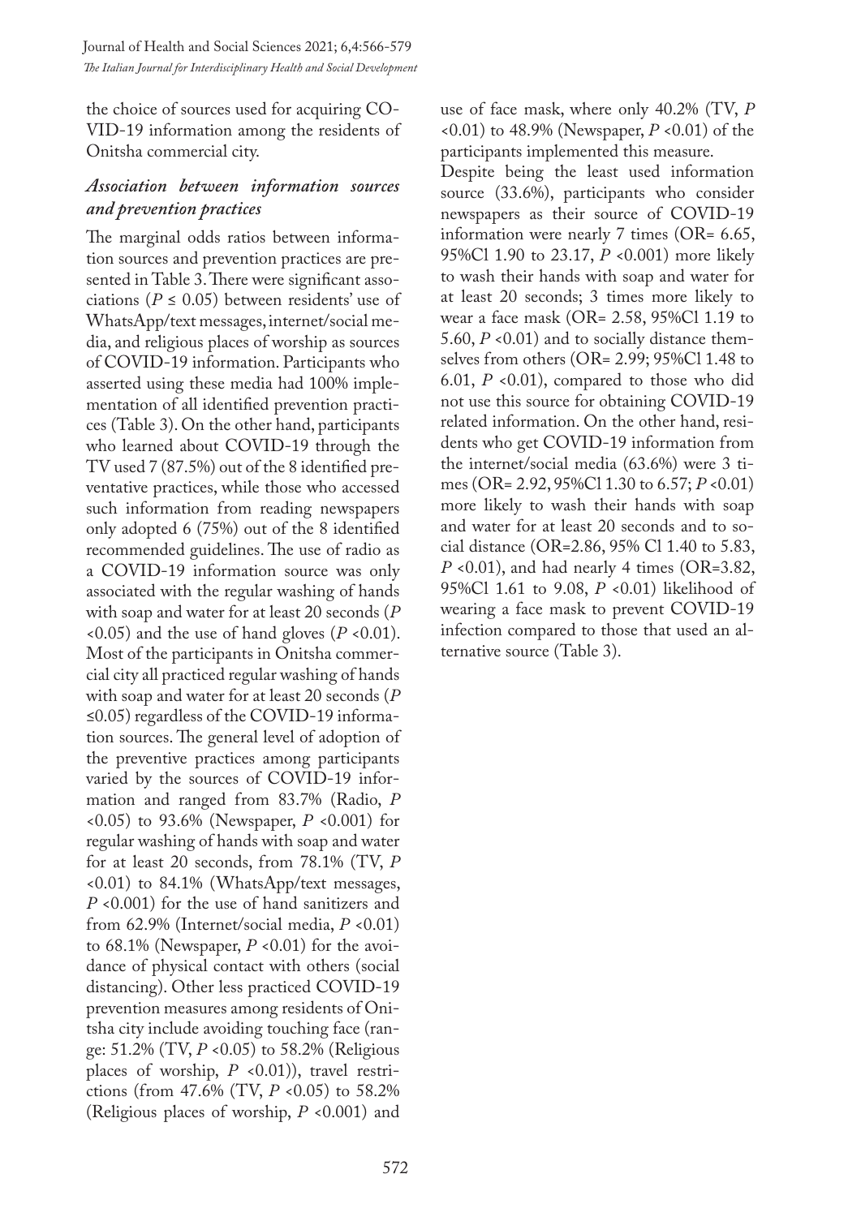the choice of sources used for acquiring COVID-19 information among the residents of Onitsha commercial city.

### *Association between information sources and prevention practices*

The marginal odds ratios between information sources and prevention practices are presented in Table 3. There were significant associations ($P \leq 0.05$) between residents' use of WhatsApp/text messages, internet/social media, and religious places of worship as sources of COVID-19 information. Participants who asserted using these media had 100% implementation of all identified prevention practices (Table 3). On the other hand, participants who learned about COVID-19 through the TV used 7 (87.5%) out of the 8 identified preventative practices, while those who accessed such information from reading newspapers only adopted 6 (75%) out of the 8 identified recommended guidelines. The use of radio as a COVID-19 information source was only associated with the regular washing of hands with soap and water for at least 20 seconds ($P < 0.05$) and the use of hand gloves ($P < 0.01$). Most of the participants in Onitsha commercial city all practiced regular washing of hands with soap and water for at least 20 seconds ($P \leq 0.05$) regardless of the COVID-19 information sources. The general level of adoption of the preventive practices among participants varied by the sources of COVID-19 information and ranged from 83.7% (Radio, $P < 0.05$) to 93.6% (Newspaper, $P < 0.001$) for regular washing of hands with soap and water for at least 20 seconds, from 78.1% (TV, $P < 0.01$) to 84.1% (WhatsApp/text messages, $P < 0.001$) for the use of hand sanitizers and from 62.9% (Internet/social media, $P < 0.01$) to 68.1% (Newspaper, $P < 0.01$) for the avoidance of physical contact with others (social distancing). Other less practiced COVID-19 prevention measures among residents of Onitsha city include avoiding touching face (range: 51.2% (TV, $P < 0.05$) to 58.2% (Religious places of worship, $P < 0.01$)), travel restrictions (from 47.6% (TV, $P < 0.05$) to 58.2% (Religious places of worship, $P < 0.001$) and use of face mask, where only 40.2% (TV, $P < 0.01$) to 48.9% (Newspaper, $P < 0.01$) of the participants implemented this measure.

Despite being the least used information source (33.6%), participants who consider newspapers as their source of COVID-19 information were nearly 7 times (OR= 6.65, 95%Cl 1.90 to 23.17, $P < 0.001$) more likely to wash their hands with soap and water for at least 20 seconds; 3 times more likely to wear a face mask (OR= 2.58, 95%Cl 1.19 to 5.60, $P < 0.01$) and to socially distance themselves from others (OR= 2.99; 95%Cl 1.48 to 6.01, $P < 0.01$), compared to those who did not use this source for obtaining COVID-19 related information. On the other hand, residents who get COVID-19 information from the internet/social media (63.6%) were 3 times (OR= 2.92, 95%Cl 1.30 to 6.57; $P < 0.01$) more likely to wash their hands with soap and water for at least 20 seconds and to social distance (OR=2.86, 95% Cl 1.40 to 5.83, $P < 0.01$), and had nearly 4 times (OR=3.82, 95%Cl 1.61 to 9.08, $P < 0.01$) likelihood of wearing a face mask to prevent COVID-19 infection compared to those that used an alternative source (Table 3).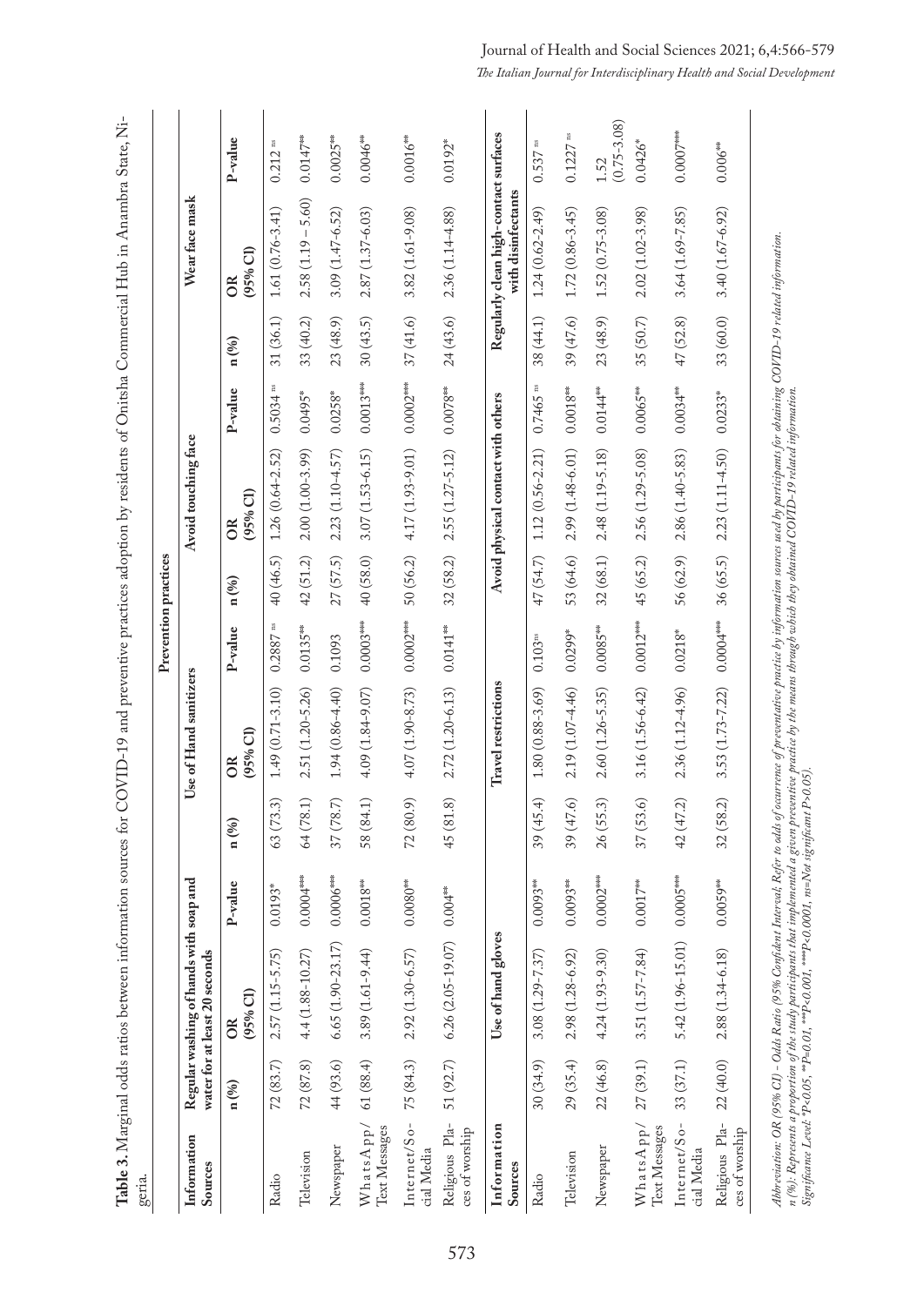**Table 3.** Marginal odds ratios between information sources for COVID-19 and preventive practices adoption by residents of Onitsha Commercial Hub in Anambra State, Nigeria.

| Information Sources | Prevention practices | | | | | | | | | | | |
|---|---|---|---|---|---|---|---|---|---|---|---|---|
| | Regular washing of hands with soap and water for at least 20 seconds | | | Use of Hand sanitizers | | | Avoid touching face | | | Wear face mask | | |
| | n (%) | OR (95% CI) | P-value | n (%) | OR (95% CI) | P-value | n (%) | OR (95% CI) | P-value | n (%) | OR (95% CI) | P-value |
| Radio | 72 (83.7) | 2.57 (1.15-5.75) | 0.0193* | 63 (73.3) | 1.49 (0.71-3.10) | 0.2887 ns | 40 (46.5) | 1.26 (0.64-2.52) | 0.5034 ns | 31 (36.1) | 1.61 (0.76-3.41) | 0.212 ns |
| Television | 72 (87.8) | 4.4 (1.88-10.27) | 0.0004*** | 64 (78.1) | 2.51 (1.20-5.26) | 0.0135** | 42 (51.2) | 2.00 (1.00-3.99) | 0.0495* | 33 (40.2) | 2.58 (1.19 – 5.60) | 0.0147** |
| Newspaper | 44 (93.6) | 6.65 (1.90-23.17) | 0.0006*** | 37 (78.7) | 1.94 (0.86-4.40) | 0.1093 | 27 (57.5) | 2.23 (1.10-4.57) | 0.0258* | 23 (48.9) | 3.09 (1.47-6.52) | 0.0025** |
| WhatsApp/ Text Messages | 61 (88.4) | 3.89 (1.61-9.44) | 0.0018** | 58 (84.1) | 4.09 (1.84-9.07) | 0.0003*** | 40 (58.0) | 3.07 (1.53-6.15) | 0.0013*** | 30 (43.5) | 2.87 (1.37-6.03) | 0.0046** |
| Internet/Social Media | 75 (84.3) | 2.92 (1.30-6.57) | 0.0080** | 72 (80.9) | 4.07 (1.90-8.73) | 0.0002*** | 50 (56.2) | 4.17 (1.93-9.01) | 0.0002*** | 37 (41.6) | 3.82 (1.61-9.08) | 0.0016** |
| Religious Places of worship | 51 (92.7) | 6.26 (2.05-19.07) | 0.004** | 45 (81.8) | 2.72 (1.20-6.13) | 0.0141** | 32 (58.2) | 2.55 (1.27-5.12) | 0.0078** | 24 (43.6) | 2.36 (1.14-4.88) | 0.0192* |
| **Information Sources** | **Use of hand gloves** | | | **Travel restrictions** | | | **Avoid physical contact with others** | | | **Regularly clean high-contact surfaces with disinfectants** | | |
| Radio | 30 (34.9) | 3.08 (1.29-7.37) | 0.0093** | 39 (45.4) | 1.80 (0.88-3.69) | 0.103ns | 47 (54.7) | 1.12 (0.56-2.21) | 0.7465 ns | 38 (44.1) | 1.24 (0.62-2.49) | 0.537 ns |
| Television | 29 (35.4) | 2.98 (1.28-6.92) | 0.0093** | 39 (47.6) | 2.19 (1.07-4.46) | 0.0299* | 53 (64.6) | 2.99 (1.48-6.01) | 0.0018** | 39 (47.6) | 1.72 (0.86-3.45) | 0.1227 ns |
| Newspaper | 22 (46.8) | 4.24 (1.93-9.30) | 0.0002*** | 26 (55.3) | 2.60 (1.26-5.35) | 0.0085** | 32 (68.1) | 2.48 (1.19-5.18) | 0.0144** | 23 (48.9) | 1.52 (0.75-3.08) | 1.52 (0.75-3.08) |
| WhatsApp/ Text Messages | 27 (39.1) | 3.51 (1.57-7.84) | 0.0017** | 37 (53.6) | 3.16 (1.56-6.42) | 0.0012*** | 45 (65.2) | 2.56 (1.29-5.08) | 0.0065** | 35 (50.7) | 2.02 (1.02-3.98) | 0.0426* |
| Internet/Social Media | 33 (37.1) | 5.42 (1.96-15.01) | 0.0005*** | 42 (47.2) | 2.36 (1.12-4.96) | 0.0218* | 56 (62.9) | 2.86 (1.40-5.83) | 0.0034** | 47 (52.8) | 3.64 (1.69-7.85) | 0.0007*** |
| Religious Places of worship | 22 (40.0) | 2.88 (1.34-6.18) | 0.0059** | 32 (58.2) | 3.53 (1.73-7.22) | 0.0004*** | 36 (65.5) | 2.23 (1.11-4.50) | 0.0233* | 33 (60.0) | 3.40 (1.67-6.92) | 0.006** |

*Abbreviation: OR (95% CI) - Odds Ratio (95% Confident Interval; Refer to odds of occurrence of preventative practice by information sources used by participants for obtaining COVID-19 related information.*
*n (%): Represents a proportion of the study participants that implemented a given preventive practice by the means through which they obtained COVID-19 related information.*
*Significance Level: *P<0.05, **P=0.01, ***P<0.001, ****P<0.0001, ns=Not significant P>0.05).*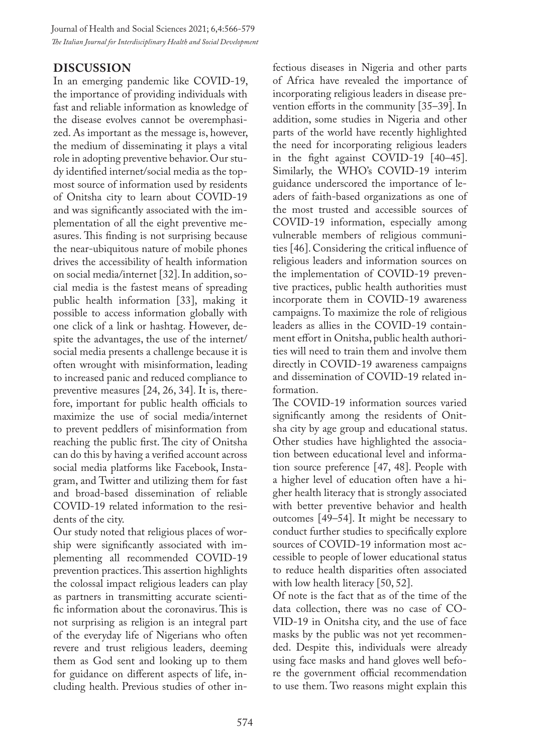## DISCUSSION

In an emerging pandemic like COVID-19, the importance of providing individuals with fast and reliable information as knowledge of the disease evolves cannot be overemphasized. As important as the message is, however, the medium of disseminating it plays a vital role in adopting preventive behavior. Our study identified internet/social media as the topmost source of information used by residents of Onitsha city to learn about COVID-19 and was significantly associated with the implementation of all the eight preventive measures. This finding is not surprising because the near-ubiquitous nature of mobile phones drives the accessibility of health information on social media/internet [32]. In addition, social media is the fastest means of spreading public health information [33], making it possible to access information globally with one click of a link or hashtag. However, despite the advantages, the use of the internet/social media presents a challenge because it is often wrought with misinformation, leading to increased panic and reduced compliance to preventive measures [24, 26, 34]. It is, therefore, important for public health officials to maximize the use of social media/internet to prevent peddlers of misinformation from reaching the public first. The city of Onitsha can do this by having a verified account across social media platforms like Facebook, Instagram, and Twitter and utilizing them for fast and broad-based dissemination of reliable COVID-19 related information to the residents of the city.

Our study noted that religious places of worship were significantly associated with implementing all recommended COVID-19 prevention practices. This assertion highlights the colossal impact religious leaders can play as partners in transmitting accurate scientific information about the coronavirus. This is not surprising as religion is an integral part of the everyday life of Nigerians who often revere and trust religious leaders, deeming them as God sent and looking up to them for guidance on different aspects of life, including health. Previous studies of other infectious diseases in Nigeria and other parts of Africa have revealed the importance of incorporating religious leaders in disease prevention efforts in the community [35–39]. In addition, some studies in Nigeria and other parts of the world have recently highlighted the need for incorporating religious leaders in the fight against COVID-19 [40–45]. Similarly, the WHO's COVID-19 interim guidance underscored the importance of leaders of faith-based organizations as one of the most trusted and accessible sources of COVID-19 information, especially among vulnerable members of religious communities [46]. Considering the critical influence of religious leaders and information sources on the implementation of COVID-19 preventive practices, public health authorities must incorporate them in COVID-19 awareness campaigns. To maximize the role of religious leaders as allies in the COVID-19 containment effort in Onitsha, public health authorities will need to train them and involve them directly in COVID-19 awareness campaigns and dissemination of COVID-19 related information.

The COVID-19 information sources varied significantly among the residents of Onitsha city by age group and educational status. Other studies have highlighted the association between educational level and information source preference [47, 48]. People with a higher level of education often have a higher health literacy that is strongly associated with better preventive behavior and health outcomes [49–54]. It might be necessary to conduct further studies to specifically explore sources of COVID-19 information most accessible to people of lower educational status to reduce health disparities often associated with low health literacy [50, 52].

Of note is the fact that as of the time of the data collection, there was no case of COVID-19 in Onitsha city, and the use of face masks by the public was not yet recommended. Despite this, individuals were already using face masks and hand gloves well before the government official recommendation to use them. Two reasons might explain this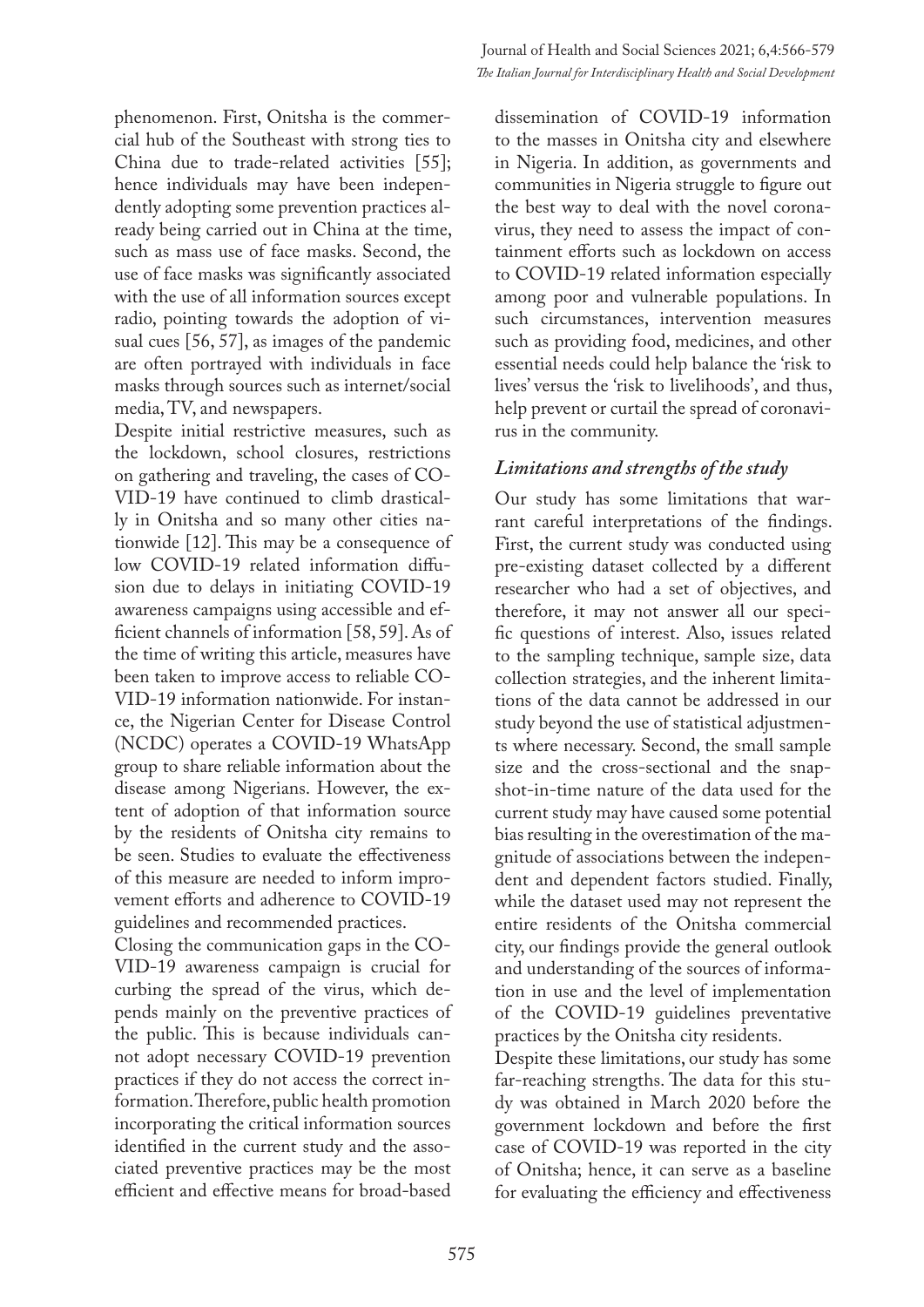phenomenon. First, Onitsha is the commercial hub of the Southeast with strong ties to China due to trade-related activities [55]; hence individuals may have been independently adopting some prevention practices already being carried out in China at the time, such as mass use of face masks. Second, the use of face masks was significantly associated with the use of all information sources except radio, pointing towards the adoption of visual cues [56, 57], as images of the pandemic are often portrayed with individuals in face masks through sources such as internet/social media, TV, and newspapers.

Despite initial restrictive measures, such as the lockdown, school closures, restrictions on gathering and traveling, the cases of COVID-19 have continued to climb drastically in Onitsha and so many other cities nationwide [12]. This may be a consequence of low COVID-19 related information diffusion due to delays in initiating COVID-19 awareness campaigns using accessible and efficient channels of information [58, 59]. As of the time of writing this article, measures have been taken to improve access to reliable COVID-19 information nationwide. For instance, the Nigerian Center for Disease Control (NCDC) operates a COVID-19 WhatsApp group to share reliable information about the disease among Nigerians. However, the extent of adoption of that information source by the residents of Onitsha city remains to be seen. Studies to evaluate the effectiveness of this measure are needed to inform improvement efforts and adherence to COVID-19 guidelines and recommended practices.

Closing the communication gaps in the COVID-19 awareness campaign is crucial for curbing the spread of the virus, which depends mainly on the preventive practices of the public. This is because individuals cannot adopt necessary COVID-19 prevention practices if they do not access the correct information. Therefore, public health promotion incorporating the critical information sources identified in the current study and the associated preventive practices may be the most efficient and effective means for broad-based dissemination of COVID-19 information to the masses in Onitsha city and elsewhere in Nigeria. In addition, as governments and communities in Nigeria struggle to figure out the best way to deal with the novel coronavirus, they need to assess the impact of containment efforts such as lockdown on access to COVID-19 related information especially among poor and vulnerable populations. In such circumstances, intervention measures such as providing food, medicines, and other essential needs could help balance the 'risk to lives' versus the 'risk to livelihoods', and thus, help prevent or curtail the spread of coronavirus in the community.

### *Limitations and strengths of the study*

Our study has some limitations that warrant careful interpretations of the findings. First, the current study was conducted using pre-existing dataset collected by a different researcher who had a set of objectives, and therefore, it may not answer all our specific questions of interest. Also, issues related to the sampling technique, sample size, data collection strategies, and the inherent limitations of the data cannot be addressed in our study beyond the use of statistical adjustments where necessary. Second, the small sample size and the cross-sectional and the snapshot-in-time nature of the data used for the current study may have caused some potential bias resulting in the overestimation of the magnitude of associations between the independent and dependent factors studied. Finally, while the dataset used may not represent the entire residents of the Onitsha commercial city, our findings provide the general outlook and understanding of the sources of information in use and the level of implementation of the COVID-19 guidelines preventative practices by the Onitsha city residents.

Despite these limitations, our study has some far-reaching strengths. The data for this study was obtained in March 2020 before the government lockdown and before the first case of COVID-19 was reported in the city of Onitsha; hence, it can serve as a baseline for evaluating the efficiency and effectiveness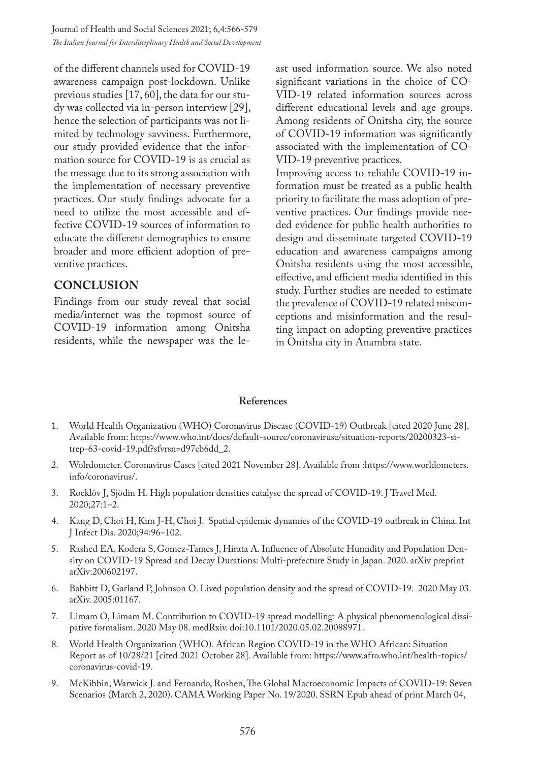of the different channels used for COVID-19 awareness campaign post-lockdown. Unlike previous studies [17, 60], the data for our study was collected via in-person interview [29], hence the selection of participants was not limited by technology savviness. Furthermore, our study provided evidence that the information source for COVID-19 is as crucial as the message due to its strong association with the implementation of necessary preventive practices. Our study findings advocate for a need to utilize the most accessible and effective COVID-19 sources of information to educate the different demographics to ensure broader and more efficient adoption of preventive practices.

## CONCLUSION

Findings from our study reveal that social media/internet was the topmost source of COVID-19 information among Onitsha residents, while the newspaper was the least used information source. We also noted significant variations in the choice of COVID-19 related information sources across different educational levels and age groups. Among residents of Onitsha city, the source of COVID-19 information was significantly associated with the implementation of COVID-19 preventive practices.

Improving access to reliable COVID-19 information must be treated as a public health priority to facilitate the mass adoption of preventive practices. Our findings provide needed evidence for public health authorities to design and disseminate targeted COVID-19 education and awareness campaigns among Onitsha residents using the most accessible, effective, and efficient media identified in this study. Further studies are needed to estimate the prevalence of COVID-19 related misconceptions and misinformation and the resulting impact on adopting preventive practices in Onitsha city in Anambra state.

### References

1. World Health Organization (WHO) Coronavirus Disease (COVID-19) Outbreak [cited 2020 June 28]. Available from: https://www.who.int/docs/default-source/coronaviruse/situation-reports/20200323-sitrep-63-covid-19.pdf?sfvrsn=d97cb6dd_2.
2. Wolrdometer. Coronavirus Cases [cited 2021 November 28]. Available from :https://www.worldometers.info/coronavirus/.
3. Rocklöv J, Sjödin H. High population densities catalyse the spread of COVID-19. J Travel Med. 2020;27:1–2.
4. Kang D, Choi H, Kim J-H, Choi J. Spatial epidemic dynamics of the COVID-19 outbreak in China. Int J Infect Dis. 2020;94:96–102.
5. Rashed EA, Kodera S, Gomez-Tames J, Hirata A. Influence of Absolute Humidity and Population Density on COVID-19 Spread and Decay Durations: Multi-prefecture Study in Japan. 2020. arXiv preprint arXiv:200602197.
6. Babbitt D, Garland P, Johnson O. Lived population density and the spread of COVID-19. 2020 May 03. arXiv. 2005:01167.
7. Limam O, Limam M. Contribution to COVID-19 spread modelling: A physical phenomenological dissipative formalism. 2020 May 08. medRxiv. doi:10.1101/2020.05.02.20088971.
8. World Health Organization (WHO). African Region COVID-19 in the WHO African: Situation Report as of 10/28/21 [cited 2021 October 28]. Available from: https://www.afro.who.int/health-topics/coronavirus-covid-19.
9. McKibbin, Warwick J. and Fernando, Roshen, The Global Macroeconomic Impacts of COVID-19: Seven Scenarios (March 2, 2020). CAMA Working Paper No. 19/2020. SSRN Epub ahead of print March 04,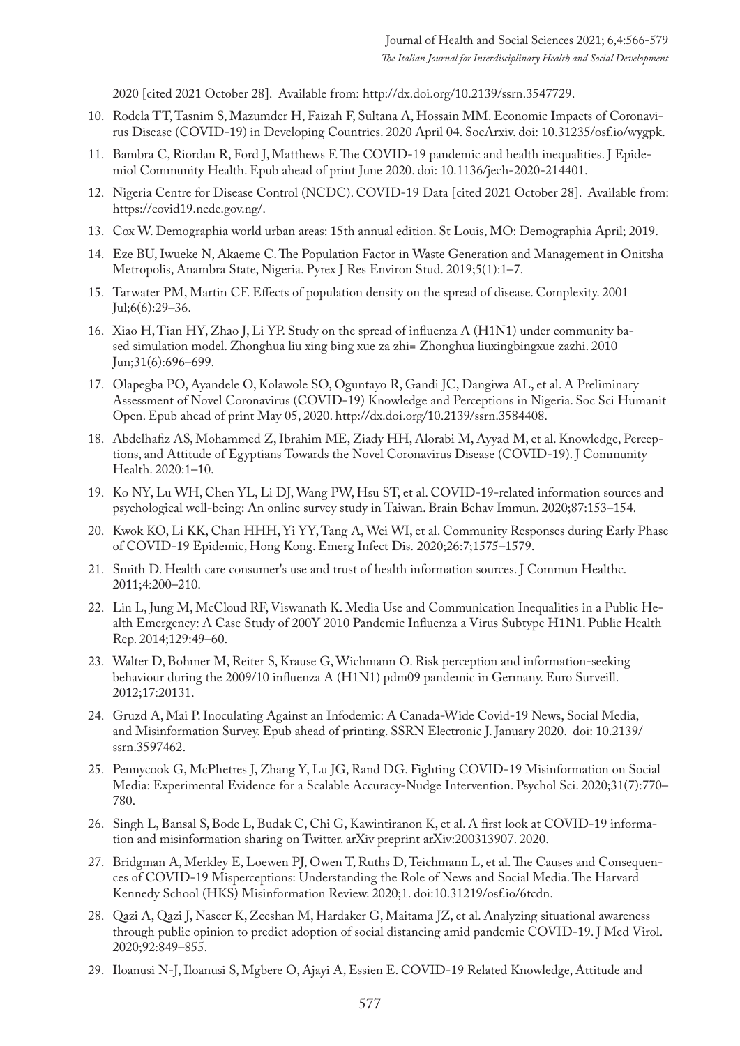2020 [cited 2021 October 28]. Available from: http://dx.doi.org/10.2139/ssrn.3547729.

10. Rodela TT, Tasnim S, Mazumder H, Faizah F, Sultana A, Hossain MM. Economic Impacts of Coronavirus Disease (COVID-19) in Developing Countries. 2020 April 04. SocArxiv. doi: 10.31235/osf.io/wygpk.
11. Bambra C, Riordan R, Ford J, Matthews F. The COVID-19 pandemic and health inequalities. J Epidemiol Community Health. Epub ahead of print June 2020. doi: 10.1136/jech-2020-214401.
12. Nigeria Centre for Disease Control (NCDC). COVID-19 Data [cited 2021 October 28]. Available from: https://covid19.ncdc.gov.ng/.
13. Cox W. Demographia world urban areas: 15th annual edition. St Louis, MO: Demographia April; 2019.
14. Eze BU, Iwueke N, Akaeme C. The Population Factor in Waste Generation and Management in Onitsha Metropolis, Anambra State, Nigeria. Pyrex J Res Environ Stud. 2019;5(1):1–7.
15. Tarwater PM, Martin CF. Effects of population density on the spread of disease. Complexity. 2001 Jul;6(6):29–36.
16. Xiao H, Tian HY, Zhao J, Li YP. Study on the spread of influenza A (H1N1) under community based simulation model. Zhonghua liu xing bing xue za zhi= Zhonghua liuxingbingxue zazhi. 2010 Jun;31(6):696–699.
17. Olapegba PO, Ayandele O, Kolawole SO, Oguntayo R, Gandi JC, Dangiwa AL, et al. A Preliminary Assessment of Novel Coronavirus (COVID-19) Knowledge and Perceptions in Nigeria. Soc Sci Humanit Open. Epub ahead of print May 05, 2020. http://dx.doi.org/10.2139/ssrn.3584408.
18. Abdelhafiz AS, Mohammed Z, Ibrahim ME, Ziady HH, Alorabi M, Ayyad M, et al. Knowledge, Perceptions, and Attitude of Egyptians Towards the Novel Coronavirus Disease (COVID-19). J Community Health. 2020:1–10.
19. Ko NY, Lu WH, Chen YL, Li DJ, Wang PW, Hsu ST, et al. COVID-19-related information sources and psychological well-being: An online survey study in Taiwan. Brain Behav Immun. 2020;87:153–154.
20. Kwok KO, Li KK, Chan HHH, Yi YY, Tang A, Wei WI, et al. Community Responses during Early Phase of COVID-19 Epidemic, Hong Kong. Emerg Infect Dis. 2020;26:7;1575–1579.
21. Smith D. Health care consumer's use and trust of health information sources. J Commun Healthc. 2011;4:200–210.
22. Lin L, Jung M, McCloud RF, Viswanath K. Media Use and Communication Inequalities in a Public Health Emergency: A Case Study of 200Y 2010 Pandemic Influenza a Virus Subtype H1N1. Public Health Rep. 2014;129:49–60.
23. Walter D, Bohmer M, Reiter S, Krause G, Wichmann O. Risk perception and information-seeking behaviour during the 2009/10 influenza A (H1N1) pdm09 pandemic in Germany. Euro Surveill. 2012;17:20131.
24. Gruzd A, Mai P. Inoculating Against an Infodemic: A Canada-Wide Covid-19 News, Social Media, and Misinformation Survey. Epub ahead of printing. SSRN Electronic J. January 2020. doi: 10.2139/ssrn.3597462.
25. Pennycook G, McPhetres J, Zhang Y, Lu JG, Rand DG. Fighting COVID-19 Misinformation on Social Media: Experimental Evidence for a Scalable Accuracy-Nudge Intervention. Psychol Sci. 2020;31(7):770–780.
26. Singh L, Bansal S, Bode L, Budak C, Chi G, Kawintiranon K, et al. A first look at COVID-19 information and misinformation sharing on Twitter. arXiv preprint arXiv:200313907. 2020.
27. Bridgman A, Merkley E, Loewen PJ, Owen T, Ruths D, Teichmann L, et al. The Causes and Consequences of COVID-19 Misperceptions: Understanding the Role of News and Social Media. The Harvard Kennedy School (HKS) Misinformation Review. 2020;1. doi:10.31219/osf.io/6tcdn.
28. Qazi A, Qazi J, Naseer K, Zeeshan M, Hardaker G, Maitama JZ, et al. Analyzing situational awareness through public opinion to predict adoption of social distancing amid pandemic COVID-19. J Med Virol. 2020;92:849–855.
29. Iloanusi N-J, Iloanusi S, Mgbere O, Ajayi A, Essien E. COVID-19 Related Knowledge, Attitude and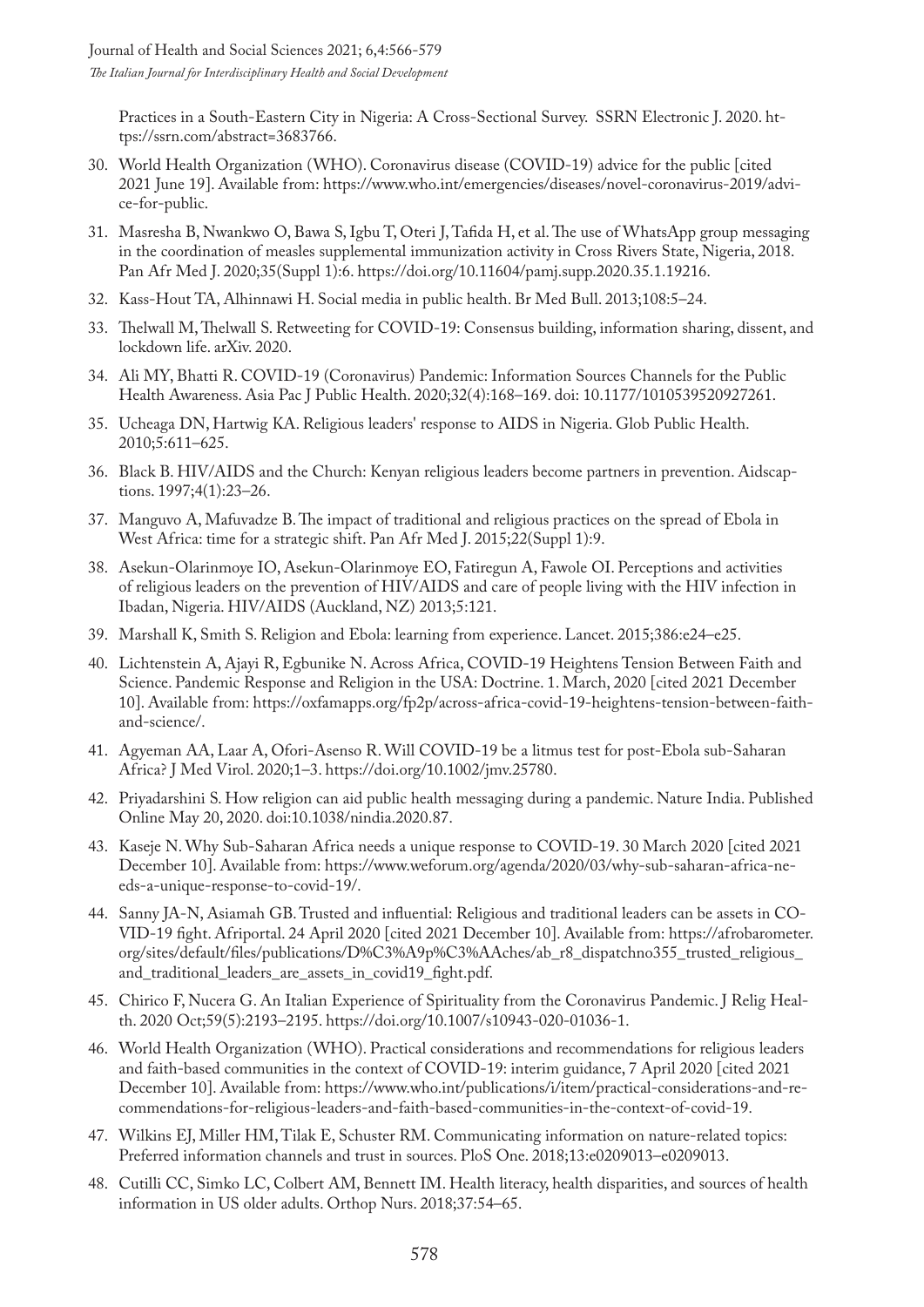Practices in a South-Eastern City in Nigeria: A Cross-Sectional Survey. SSRN Electronic J. 2020. https://ssrn.com/abstract=3683766.

30. World Health Organization (WHO). Coronavirus disease (COVID-19) advice for the public [cited 2021 June 19]. Available from: https://www.who.int/emergencies/diseases/novel-coronavirus-2019/advice-for-public.
31. Masresha B, Nwankwo O, Bawa S, Igbu T, Oteri J, Tafida H, et al. The use of WhatsApp group messaging in the coordination of measles supplemental immunization activity in Cross Rivers State, Nigeria, 2018. Pan Afr Med J. 2020;35(Suppl 1):6. https://doi.org/10.11604/pamj.supp.2020.35.1.19216.
32. Kass-Hout TA, Alhinnawi H. Social media in public health. Br Med Bull. 2013;108:5–24.
33. Thelwall M, Thelwall S. Retweeting for COVID-19: Consensus building, information sharing, dissent, and lockdown life. arXiv. 2020.
34. Ali MY, Bhatti R. COVID-19 (Coronavirus) Pandemic: Information Sources Channels for the Public Health Awareness. Asia Pac J Public Health. 2020;32(4):168–169. doi: 10.1177/1010539520927261.
35. Ucheaga DN, Hartwig KA. Religious leaders' response to AIDS in Nigeria. Glob Public Health. 2010;5:611–625.
36. Black B. HIV/AIDS and the Church: Kenyan religious leaders become partners in prevention. Aidscaptions. 1997;4(1):23–26.
37. Manguvo A, Mafuvadze B. The impact of traditional and religious practices on the spread of Ebola in West Africa: time for a strategic shift. Pan Afr Med J. 2015;22(Suppl 1):9.
38. Asekun-Olarinmoye IO, Asekun-Olarinmoye EO, Fatiregun A, Fawole OI. Perceptions and activities of religious leaders on the prevention of HIV/AIDS and care of people living with the HIV infection in Ibadan, Nigeria. HIV/AIDS (Auckland, NZ) 2013;5:121.
39. Marshall K, Smith S. Religion and Ebola: learning from experience. Lancet. 2015;386:e24–e25.
40. Lichtenstein A, Ajayi R, Egbunike N. Across Africa, COVID-19 Heightens Tension Between Faith and Science. Pandemic Response and Religion in the USA: Doctrine. 1. March, 2020 [cited 2021 December 10]. Available from: https://oxfamapps.org/fp2p/across-africa-covid-19-heightens-tension-between-faith-and-science/.
41. Agyeman AA, Laar A, Ofori-Asenso R. Will COVID-19 be a litmus test for post-Ebola sub-Saharan Africa? J Med Virol. 2020;1–3. https://doi.org/10.1002/jmv.25780.
42. Priyadarshini S. How religion can aid public health messaging during a pandemic. Nature India. Published Online May 20, 2020. doi:10.1038/nindia.2020.87.
43. Kaseje N. Why Sub-Saharan Africa needs a unique response to COVID-19. 30 March 2020 [cited 2021 December 10]. Available from: https://www.weforum.org/agenda/2020/03/why-sub-saharan-africa-needs-a-unique-response-to-covid-19/.
44. Sanny JA-N, Asiamah GB. Trusted and influential: Religious and traditional leaders can be assets in COVID-19 fight. Afriportal. 24 April 2020 [cited 2021 December 10]. Available from: https://afrobarometer.org/sites/default/files/publications/D%C3%A9p%C3%AAches/ab_r8_dispatchno355_trusted_religious_and_traditional_leaders_are_assets_in_covid19_fight.pdf.
45. Chirico F, Nucera G. An Italian Experience of Spirituality from the Coronavirus Pandemic. J Relig Health. 2020 Oct;59(5):2193–2195. https://doi.org/10.1007/s10943-020-01036-1.
46. World Health Organization (WHO). Practical considerations and recommendations for religious leaders and faith-based communities in the context of COVID-19: interim guidance, 7 April 2020 [cited 2021 December 10]. Available from: https://www.who.int/publications/i/item/practical-considerations-and-recommendations-for-religious-leaders-and-faith-based-communities-in-the-context-of-covid-19.
47. Wilkins EJ, Miller HM, Tilak E, Schuster RM. Communicating information on nature-related topics: Preferred information channels and trust in sources. PloS One. 2018;13:e0209013–e0209013.
48. Cutilli CC, Simko LC, Colbert AM, Bennett IM. Health literacy, health disparities, and sources of health information in US older adults. Orthop Nurs. 2018;37:54–65.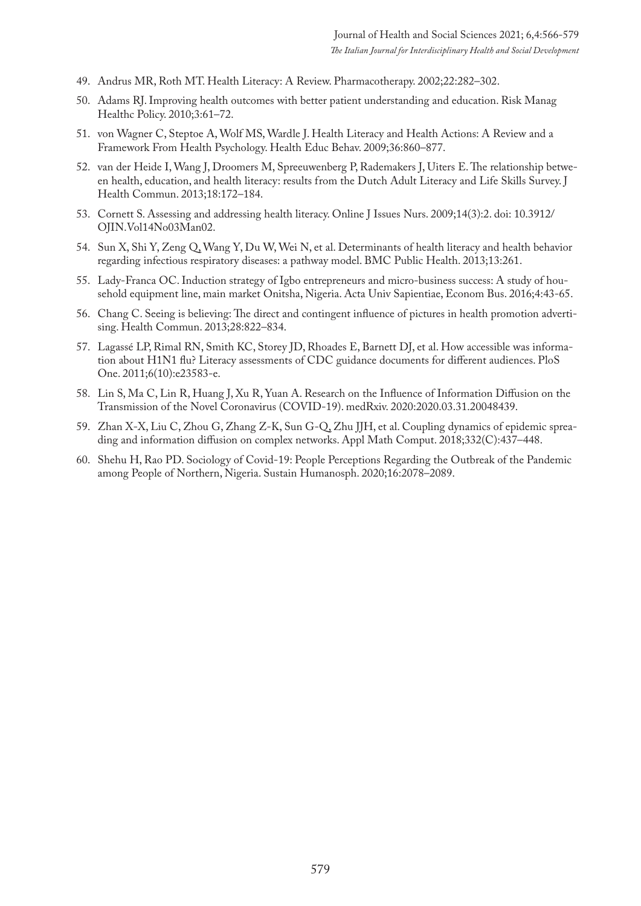49. Andrus MR, Roth MT. Health Literacy: A Review. Pharmacotherapy. 2002;22:282–302.
50. Adams RJ. Improving health outcomes with better patient understanding and education. Risk Manag Healthc Policy. 2010;3:61–72.
51. von Wagner C, Steptoe A, Wolf MS, Wardle J. Health Literacy and Health Actions: A Review and a Framework From Health Psychology. Health Educ Behav. 2009;36:860–877.
52. van der Heide I, Wang J, Droomers M, Spreeuwenberg P, Rademakers J, Uiters E. The relationship between health, education, and health literacy: results from the Dutch Adult Literacy and Life Skills Survey. J Health Commun. 2013;18:172–184.
53. Cornett S. Assessing and addressing health literacy. Online J Issues Nurs. 2009;14(3):2. doi: 10.3912/OJIN.Vol14No03Man02.
54. Sun X, Shi Y, Zeng Q, Wang Y, Du W, Wei N, et al. Determinants of health literacy and health behavior regarding infectious respiratory diseases: a pathway model. BMC Public Health. 2013;13:261.
55. Lady-Franca OC. Induction strategy of Igbo entrepreneurs and micro-business success: A study of household equipment line, main market Onitsha, Nigeria. Acta Univ Sapientiae, Econom Bus. 2016;4:43-65.
56. Chang C. Seeing is believing: The direct and contingent influence of pictures in health promotion advertising. Health Commun. 2013;28:822–834.
57. Lagassé LP, Rimal RN, Smith KC, Storey JD, Rhoades E, Barnett DJ, et al. How accessible was information about H1N1 flu? Literacy assessments of CDC guidance documents for different audiences. PloS One. 2011;6(10):e23583-e.
58. Lin S, Ma C, Lin R, Huang J, Xu R, Yuan A. Research on the Influence of Information Diffusion on the Transmission of the Novel Coronavirus (COVID-19). medRxiv. 2020:2020.03.31.20048439.
59. Zhan X-X, Liu C, Zhou G, Zhang Z-K, Sun G-Q, Zhu JJH, et al. Coupling dynamics of epidemic spreading and information diffusion on complex networks. Appl Math Comput. 2018;332(C):437–448.
60. Shehu H, Rao PD. Sociology of Covid-19: People Perceptions Regarding the Outbreak of the Pandemic among People of Northern, Nigeria. Sustain Humanosph. 2020;16:2078–2089.